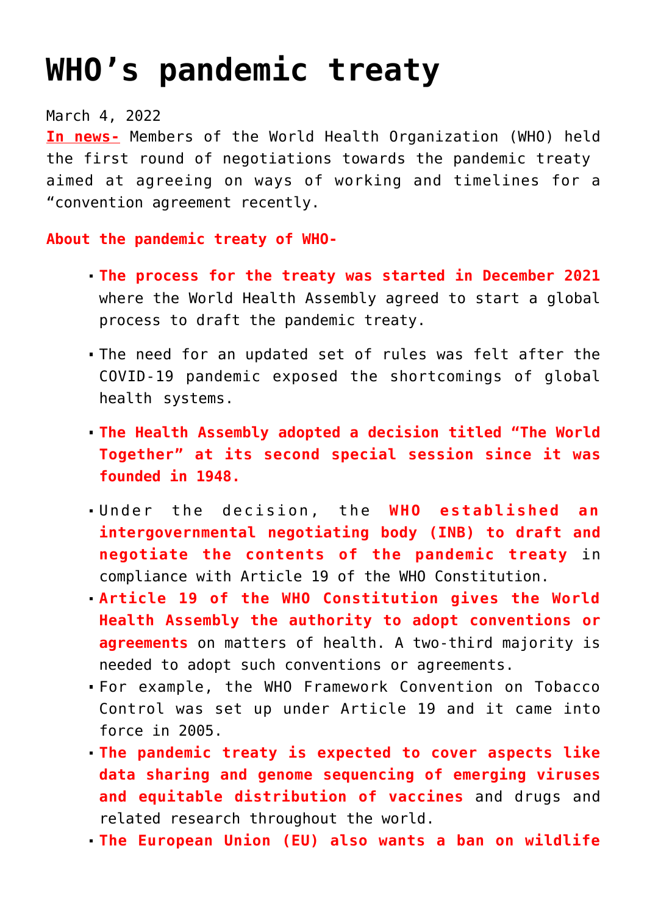# WHO's pandemic treaty

March 4, 2022

**In news-** Members of the World Health Organization (WHO) held the first round of negotiations towards the pandemic treaty aimed at agreeing on ways of working and timelines for a "convention agreement recently.

**About the pandemic treaty of WHO-**

- **The process for the treaty was started in December 2021** where the World Health Assembly agreed to start a global process to draft the pandemic treaty.
- The need for an updated set of rules was felt after the COVID-19 pandemic exposed the shortcomings of global health systems.
- **The Health Assembly adopted a decision titled "The World Together" at its second special session since it was founded in 1948.**
- Under the decision, the **WHO established an intergovernmental negotiating body (INB) to draft and negotiate the contents of the pandemic treaty** in compliance with Article 19 of the WHO Constitution.
- **Article 19 of the WHO Constitution gives the World Health Assembly the authority to adopt conventions or agreements** on matters of health. A two-third majority is needed to adopt such conventions or agreements.
- For example, the WHO Framework Convention on Tobacco Control was set up under Article 19 and it came into force in 2005.
- **The pandemic treaty is expected to cover aspects like data sharing and genome sequencing of emerging viruses and equitable distribution of vaccines** and drugs and related research throughout the world.
- **The European Union (EU) also wants a ban on wildlife**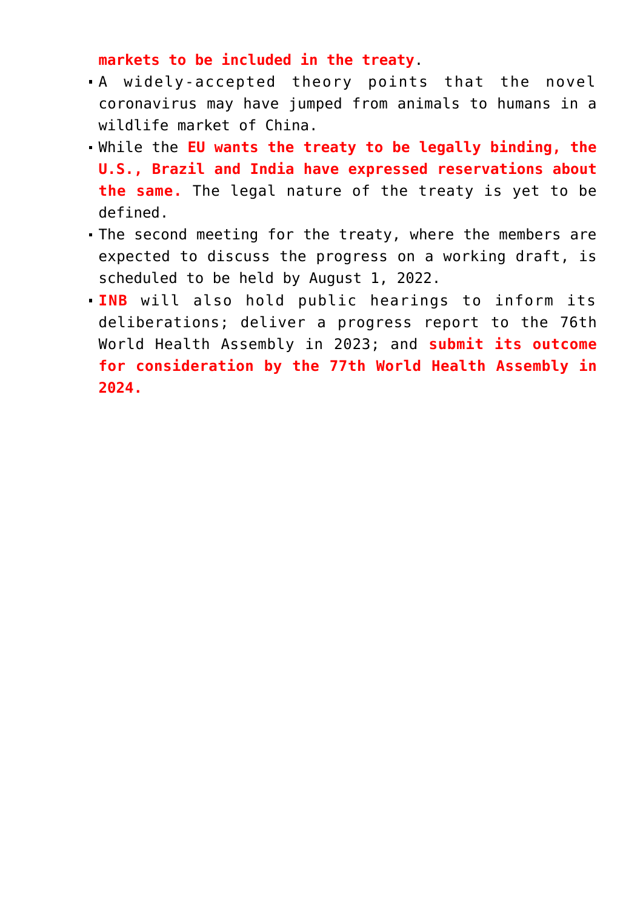**markets to be included in the treaty**.

- A widely-accepted theory points that the novel coronavirus may have jumped from animals to humans in a wildlife market of China.
- While the **EU wants the treaty to be legally binding, the U.S., Brazil and India have expressed reservations about the same.** The legal nature of the treaty is yet to be defined.
- The second meeting for the treaty, where the members are expected to discuss the progress on a working draft, is scheduled to be held by August 1, 2022.
- **INB** will also hold public hearings to inform its deliberations; deliver a progress report to the 76th World Health Assembly in 2023; and **submit its outcome for consideration by the 77th World Health Assembly in 2024.**